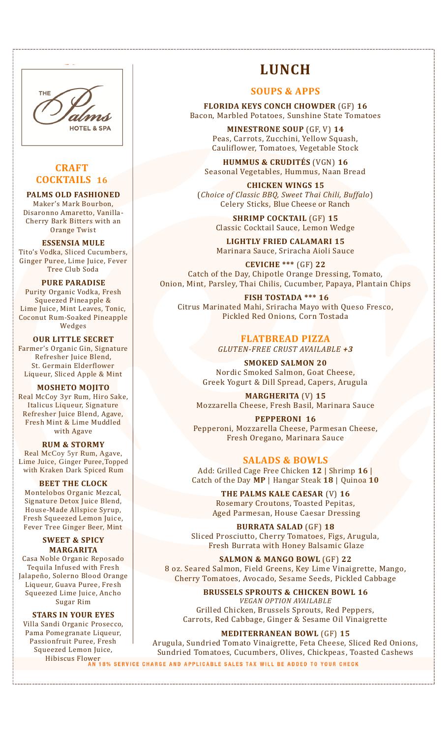THE Palms HOTEL & SPA

## CRAFT COCKTAILS 16

**PALMS OLD FASHIONED**
Maker's Mark Bourbon, Disaronno Amaretto, Vanilla-Cherry Bark Bitters with an Orange Twist

**ESSENSIA MULE**
Tito's Vodka, Sliced Cucumbers, Ginger Puree, Lime Juice, Fever Tree Club Soda

**PURE PARADISE**
Purity Organic Vodka, Fresh Squeezed Pineapple & Lime Juice, Mint Leaves, Tonic, Coconut Rum-Soaked Pineapple Wedges

**OUR LITTLE SECRET**
Farmer's Organic Gin, Signature Refresher Juice Blend, St. Germain Elderflower Liqueur, Sliced Apple & Mint

**MOSHETO MOJITO**
Real McCoy 3yr Rum, Hiro Sake, Italicus Liqueur, Signature Refresher Juice Blend, Agave, Fresh Mint & Lime Muddled with Agave

**RUM & STORMY**
Real McCoy 5yr Rum, Agave, Lime Juice, Ginger Puree,Topped with Kraken Dark Spiced Rum

**BEET THE CLOCK**
Montelobos Organic Mezcal, Signature Detox Juice Blend, House-Made Allspice Syrup, Fresh Squeezed Lemon Juice, Fever Tree Ginger Beer, Mint

**SWEET & SPICY MARGARITA**
Casa Noble Organic Reposado Tequila Infused with Fresh Jalapeño, Solerno Blood Orange Liqueur, Guava Puree, Fresh Squeezed Lime Juice, Ancho Sugar Rim

**STARS IN YOUR EYES**
Villa Sandi Organic Prosecco, Pama Pomegranate Liqueur, Passionfruit Puree, Fresh Squeezed Lemon Juice, Hibiscus Flower

# LUNCH

## SOUPS & APPS

**FLORIDA KEYS CONCH CHOWDER** (GF) **16**
Bacon, Marbled Potatoes, Sunshine State Tomatoes

**MINESTRONE SOUP** (GF, V) **14**
Peas, Carrots, Zucchini, Yellow Squash, Cauliflower, Tomatoes, Vegetable Stock

**HUMMUS & CRUDITÉS** (VGN) **16**
Seasonal Vegetables, Hummus, Naan Bread

**CHICKEN WINGS 15**
(*Choice of Classic BBQ, Sweet Thai Chili, Buffalo*)
Celery Sticks, Blue Cheese or Ranch

**SHRIMP COCKTAIL** (GF) **15**
Classic Cocktail Sauce, Lemon Wedge

**LIGHTLY FRIED CALAMARI 15**
Marinara Sauce, Sriracha Aioli Sauce

**CEVICHE \*\*\*** (GF) **22**
Catch of the Day, Chipotle Orange Dressing, Tomato, Onion, Mint, Parsley, Thai Chilis, Cucumber, Papaya, Plantain Chips

**FISH TOSTADA \*\*\* 16**
Citrus Marinated Mahi, Sriracha Mayo with Queso Fresco, Pickled Red Onions, Corn Tostada

## FLATBREAD PIZZA

*GLUTEN-FREE CRUST AVAILABLE* ***+3***

**SMOKED SALMON 20**
Nordic Smoked Salmon, Goat Cheese, Greek Yogurt & Dill Spread, Capers, Arugula

**MARGHERITA** (V) **15**
Mozzarella Cheese, Fresh Basil, Marinara Sauce

**PEPPERONI 16**
Pepperoni, Mozzarella Cheese, Parmesan Cheese, Fresh Oregano, Marinara Sauce

## SALADS & BOWLS

Add: Grilled Cage Free Chicken **12** | Shrimp **16** | Catch of the Day **MP** | Hangar Steak **18** | Quinoa **10**

**THE PALMS KALE CAESAR** (V) **16**
Rosemary Croutons, Toasted Pepitas, Aged Parmesan, House Caesar Dressing

**BURRATA SALAD** (GF) **18**
Sliced Prosciutto, Cherry Tomatoes, Figs, Arugula, Fresh Burrata with Honey Balsamic Glaze

**SALMON & MANGO BOWL** (GF) **22**
8 oz. Seared Salmon, Field Greens, Key Lime Vinaigrette, Mango, Cherry Tomatoes, Avocado, Sesame Seeds, Pickled Cabbage

**BRUSSELS SPROUTS & CHICKEN BOWL 16**
*VEGAN OPTION AVAILABLE*
Grilled Chicken, Brussels Sprouts, Red Peppers, Carrots, Red Cabbage, Ginger & Sesame Oil Vinaigrette

**MEDITERRANEAN BOWL** (GF) **15**
Arugula, Sundried Tomato Vinaigrette, Feta Cheese, Sliced Red Onions, Sundried Tomatoes, Cucumbers, Olives, Chickpeas, Toasted Cashews

**AN 18% SERVICE CHARGE AND APPLICABLE SALES TAX WILL BE ADDED TO YOUR CHECK**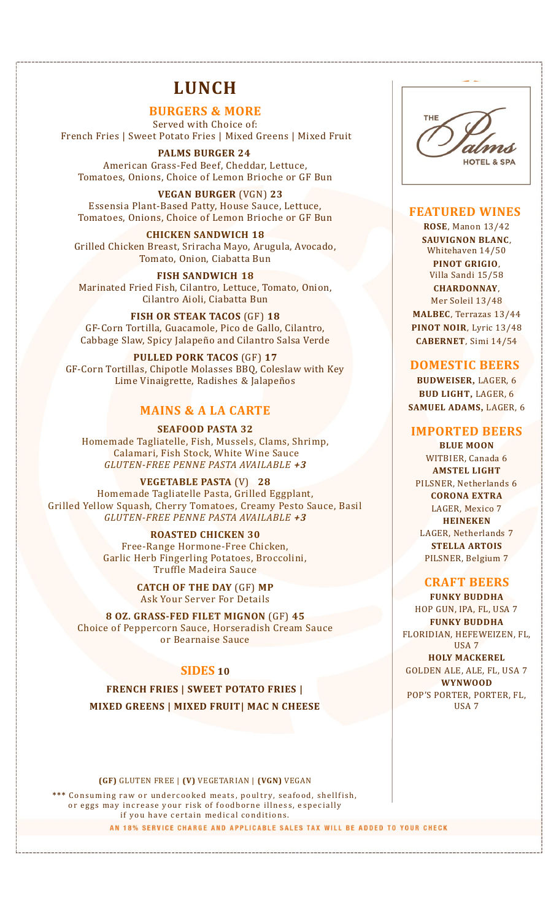# LUNCH

## BURGERS & MORE

Served with Choice of:
French Fries | Sweet Potato Fries | Mixed Greens | Mixed Fruit

**PALMS BURGER 24**
American Grass-Fed Beef, Cheddar, Lettuce, Tomatoes, Onions, Choice of Lemon Brioche or GF Bun

**VEGAN BURGER** (VGN) **23**
Essensia Plant-Based Patty, House Sauce, Lettuce, Tomatoes, Onions, Choice of Lemon Brioche or GF Bun

**CHICKEN SANDWICH 18**
Grilled Chicken Breast, Sriracha Mayo, Arugula, Avocado, Tomato, Onion, Ciabatta Bun

**FISH SANDWICH 18**
Marinated Fried Fish, Cilantro, Lettuce, Tomato, Onion, Cilantro Aioli, Ciabatta Bun

**FISH OR STEAK TACOS** (GF) **18**
GF-Corn Tortilla, Guacamole, Pico de Gallo, Cilantro, Cabbage Slaw, Spicy Jalapeño and Cilantro Salsa Verde

**PULLED PORK TACOS** (GF) **17**
GF-Corn Tortillas, Chipotle Molasses BBQ, Coleslaw with Key Lime Vinaigrette, Radishes & Jalapeños

## MAINS & A LA CARTE

**SEAFOOD PASTA 32**
Homemade Tagliatelle, Fish, Mussels, Clams, Shrimp, Calamari, Fish Stock, White Wine Sauce
*GLUTEN-FREE PENNE PASTA AVAILABLE +3*

**VEGETABLE PASTA** (V) **28**
Homemade Tagliatelle Pasta, Grilled Eggplant, Grilled Yellow Squash, Cherry Tomatoes, Creamy Pesto Sauce, Basil
*GLUTEN-FREE PENNE PASTA AVAILABLE +3*

**ROASTED CHICKEN 30**
Free-Range Hormone-Free Chicken, Garlic Herb Fingerling Potatoes, Broccolini, Truffle Madeira Sauce

**CATCH OF THE DAY** (GF) **MP**
Ask Your Server For Details

**8 OZ. GRASS-FED FILET MIGNON** (GF) **45**
Choice of Peppercorn Sauce, Horseradish Cream Sauce or Bearnaise Sauce

## SIDES 10

**FRENCH FRIES | SWEET POTATO FRIES | MIXED GREENS | MIXED FRUIT| MAC N CHEESE**

THE Palms HOTEL & SPA

## FEATURED WINES

**ROSE**, Manon 13/42
**SAUVIGNON BLANC**, Whitehaven 14/50
**PINOT GRIGIO**, Villa Sandi 15/58
**CHARDONNAY**, Mer Soleil 13/48
**MALBEC**, Terrazas 13/44
**PINOT NOIR**, Lyric 13/48
**CABERNET**, Simi 14/54

## DOMESTIC BEERS

**BUDWEISER,** LAGER, 6
**BUD LIGHT,** LAGER, 6
**SAMUEL ADAMS,** LAGER, 6

## IMPORTED BEERS

**BLUE MOON**
WITBIER, Canada 6
**AMSTEL LIGHT**
PILSNER, Netherlands 6
**CORONA EXTRA**
LAGER, Mexico 7
**HEINEKEN**
LAGER, Netherlands 7
**STELLA ARTOIS**
PILSNER, Belgium 7

## CRAFT BEERS

**FUNKY BUDDHA**
HOP GUN, IPA, FL, USA 7
**FUNKY BUDDHA**
FLORIDIAN, HEFEWEIZEN, FL, USA 7
**HOLY MACKEREL**
GOLDEN ALE, ALE, FL, USA 7
**WYNWOOD**
POP'S PORTER, PORTER, FL, USA 7

**(GF)** GLUTEN FREE | **(V)** VEGETARIAN | **(VGN)** VEGAN

\*\*\* Consuming raw or undercooked meats, poultry, seafood, shellfish, or eggs may increase your risk of foodborne illness, especially if you have certain medical conditions.

AN 18% SERVICE CHARGE AND APPLICABLE SALES TAX WILL BE ADDED TO YOUR CHECK